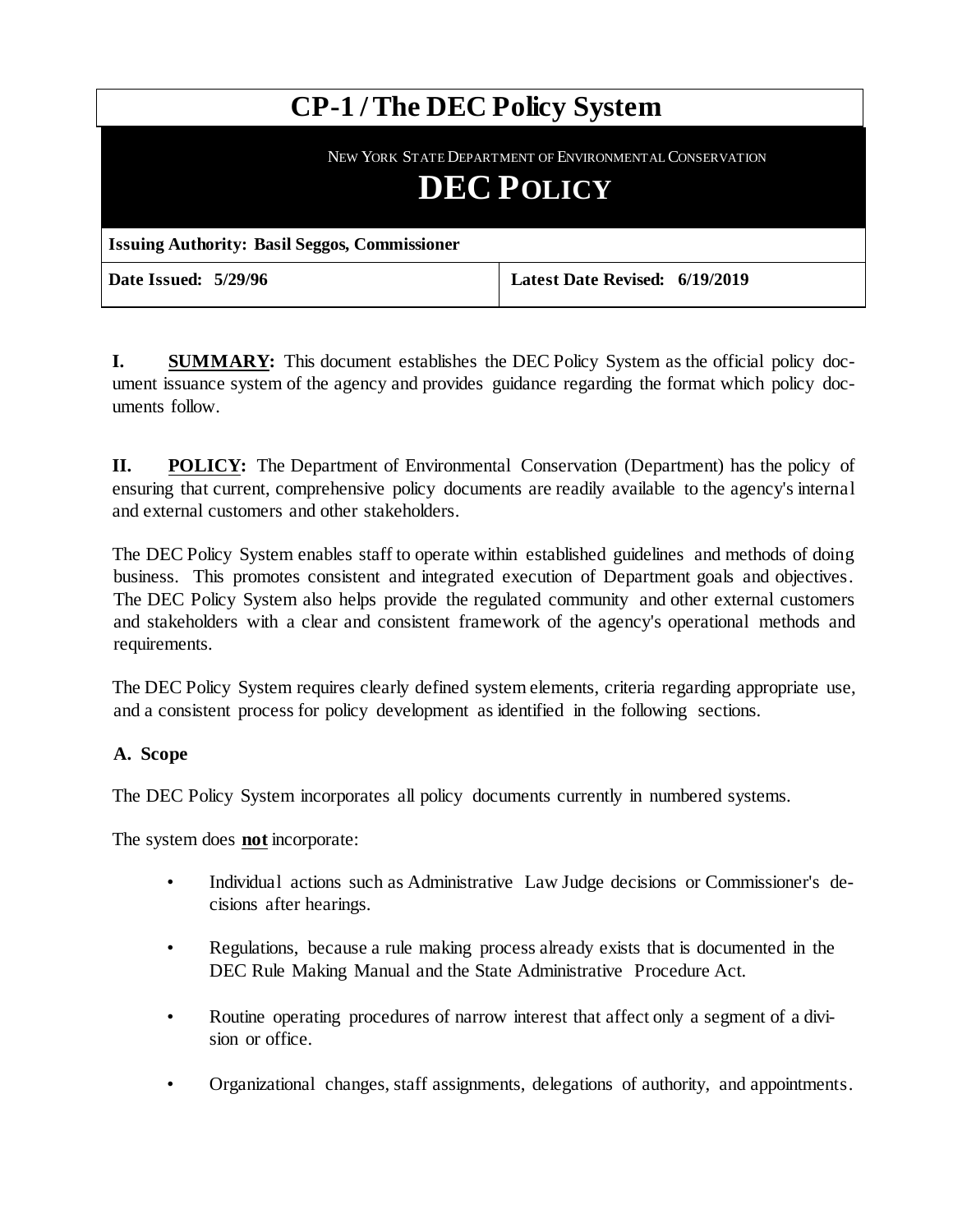# CP-1 / The DEC Policy System

NEW YORK STATE DEPARTMENT OF ENVIRONMENTAL CONSERVATION

## DEC POLICY

| | |
|---|---|
| **Issuing Authority: Basil Seggos, Commissioner** | |
| **Date Issued: 5/29/96** | **Latest Date Revised: 6/19/2019** |

**I. SUMMARY:** This document establishes the DEC Policy System as the official policy document issuance system of the agency and provides guidance regarding the format which policy documents follow.

**II. POLICY:** The Department of Environmental Conservation (Department) has the policy of ensuring that current, comprehensive policy documents are readily available to the agency's internal and external customers and other stakeholders.

The DEC Policy System enables staff to operate within established guidelines and methods of doing business. This promotes consistent and integrated execution of Department goals and objectives. The DEC Policy System also helps provide the regulated community and other external customers and stakeholders with a clear and consistent framework of the agency's operational methods and requirements.

The DEC Policy System requires clearly defined system elements, criteria regarding appropriate use, and a consistent process for policy development as identified in the following sections.

**A. Scope**

The DEC Policy System incorporates all policy documents currently in numbered systems.

The system does **not** incorporate:

- Individual actions such as Administrative Law Judge decisions or Commissioner's decisions after hearings.
- Regulations, because a rule making process already exists that is documented in the DEC Rule Making Manual and the State Administrative Procedure Act.
- Routine operating procedures of narrow interest that affect only a segment of a division or office.
- Organizational changes, staff assignments, delegations of authority, and appointments.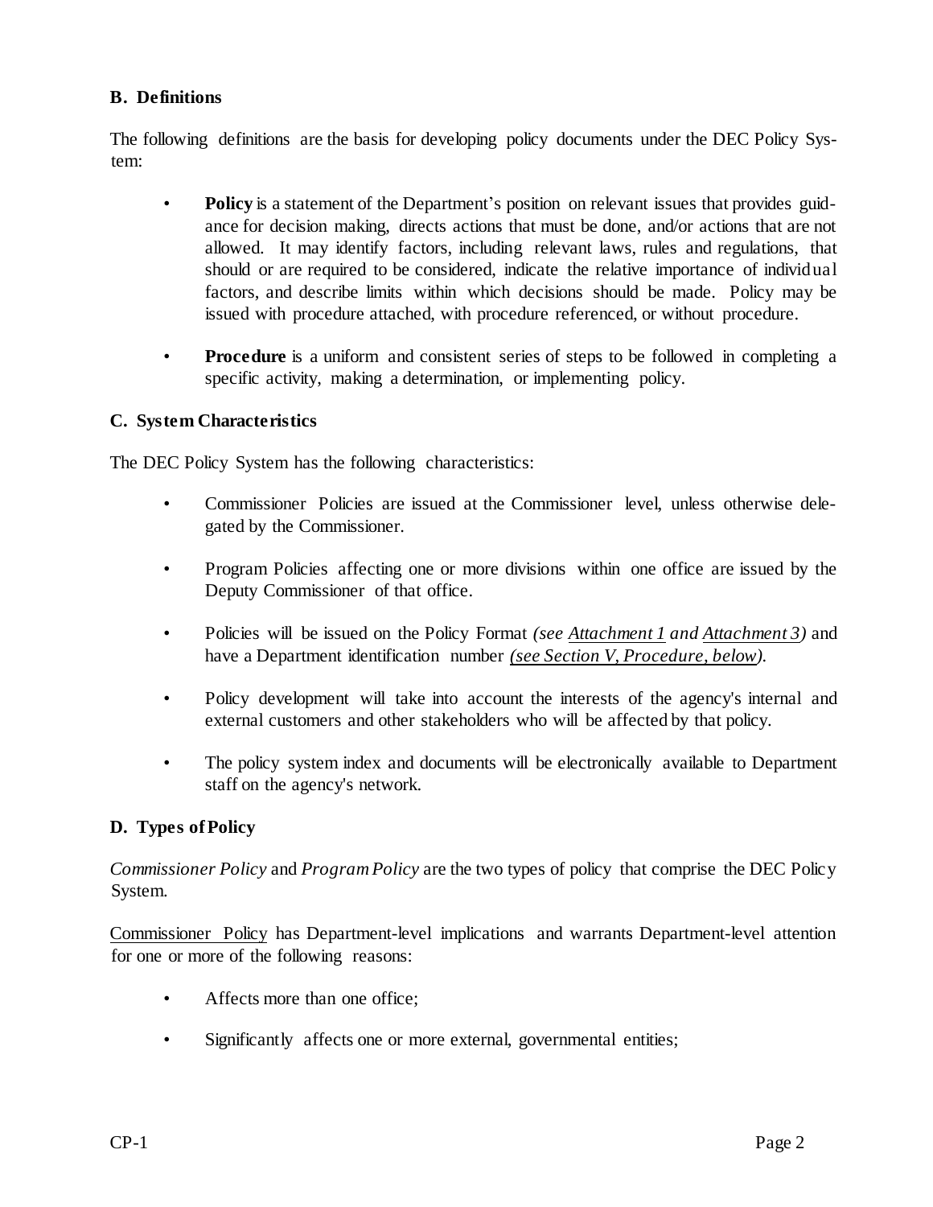## B. Definitions

The following definitions are the basis for developing policy documents under the DEC Policy System:

- **Policy** is a statement of the Department's position on relevant issues that provides guidance for decision making, directs actions that must be done, and/or actions that are not allowed. It may identify factors, including relevant laws, rules and regulations, that should or are required to be considered, indicate the relative importance of individual factors, and describe limits within which decisions should be made. Policy may be issued with procedure attached, with procedure referenced, or without procedure.

- **Procedure** is a uniform and consistent series of steps to be followed in completing a specific activity, making a determination, or implementing policy.

## C. System Characteristics

The DEC Policy System has the following characteristics:

- Commissioner Policies are issued at the Commissioner level, unless otherwise delegated by the Commissioner.

- Program Policies affecting one or more divisions within one office are issued by the Deputy Commissioner of that office.

- Policies will be issued on the Policy Format *(see Attachment 1 and Attachment 3)* and have a Department identification number *(see Section V, Procedure, below)*.

- Policy development will take into account the interests of the agency's internal and external customers and other stakeholders who will be affected by that policy.

- The policy system index and documents will be electronically available to Department staff on the agency's network.

## D. Types of Policy

*Commissioner Policy* and *Program Policy* are the two types of policy that comprise the DEC Policy System.

Commissioner Policy has Department-level implications and warrants Department-level attention for one or more of the following reasons:

- Affects more than one office;

- Significantly affects one or more external, governmental entities;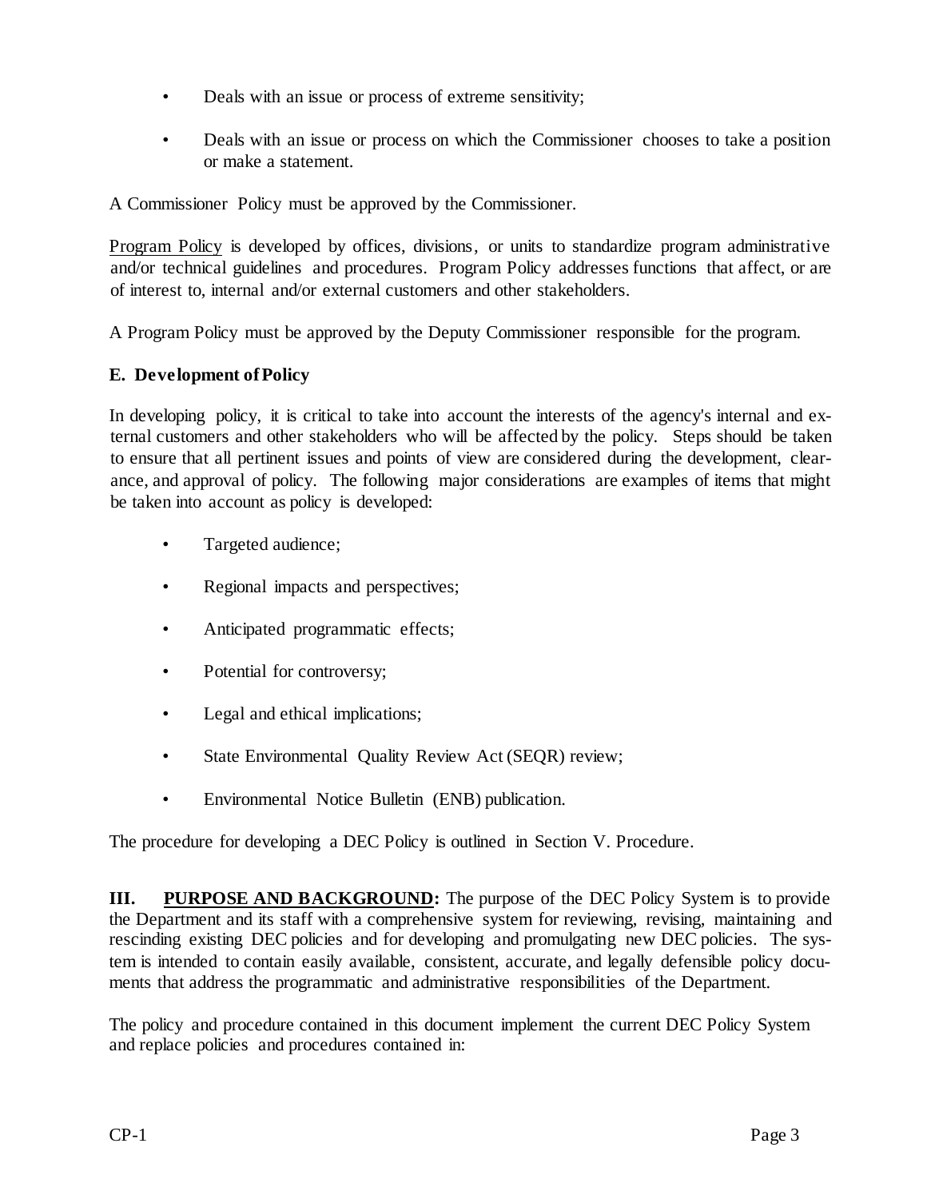- Deals with an issue or process of extreme sensitivity;
- Deals with an issue or process on which the Commissioner chooses to take a position or make a statement.

A Commissioner Policy must be approved by the Commissioner.

Program Policy is developed by offices, divisions, or units to standardize program administrative and/or technical guidelines and procedures. Program Policy addresses functions that affect, or are of interest to, internal and/or external customers and other stakeholders.

A Program Policy must be approved by the Deputy Commissioner responsible for the program.

**E. Development of Policy**

In developing policy, it is critical to take into account the interests of the agency's internal and external customers and other stakeholders who will be affected by the policy. Steps should be taken to ensure that all pertinent issues and points of view are considered during the development, clearance, and approval of policy. The following major considerations are examples of items that might be taken into account as policy is developed:

- Targeted audience;
- Regional impacts and perspectives;
- Anticipated programmatic effects;
- Potential for controversy;
- Legal and ethical implications;
- State Environmental Quality Review Act (SEQR) review;
- Environmental Notice Bulletin (ENB) publication.

The procedure for developing a DEC Policy is outlined in Section V. Procedure.

**III. PURPOSE AND BACKGROUND:** The purpose of the DEC Policy System is to provide the Department and its staff with a comprehensive system for reviewing, revising, maintaining and rescinding existing DEC policies and for developing and promulgating new DEC policies. The system is intended to contain easily available, consistent, accurate, and legally defensible policy documents that address the programmatic and administrative responsibilities of the Department.

The policy and procedure contained in this document implement the current DEC Policy System and replace policies and procedures contained in: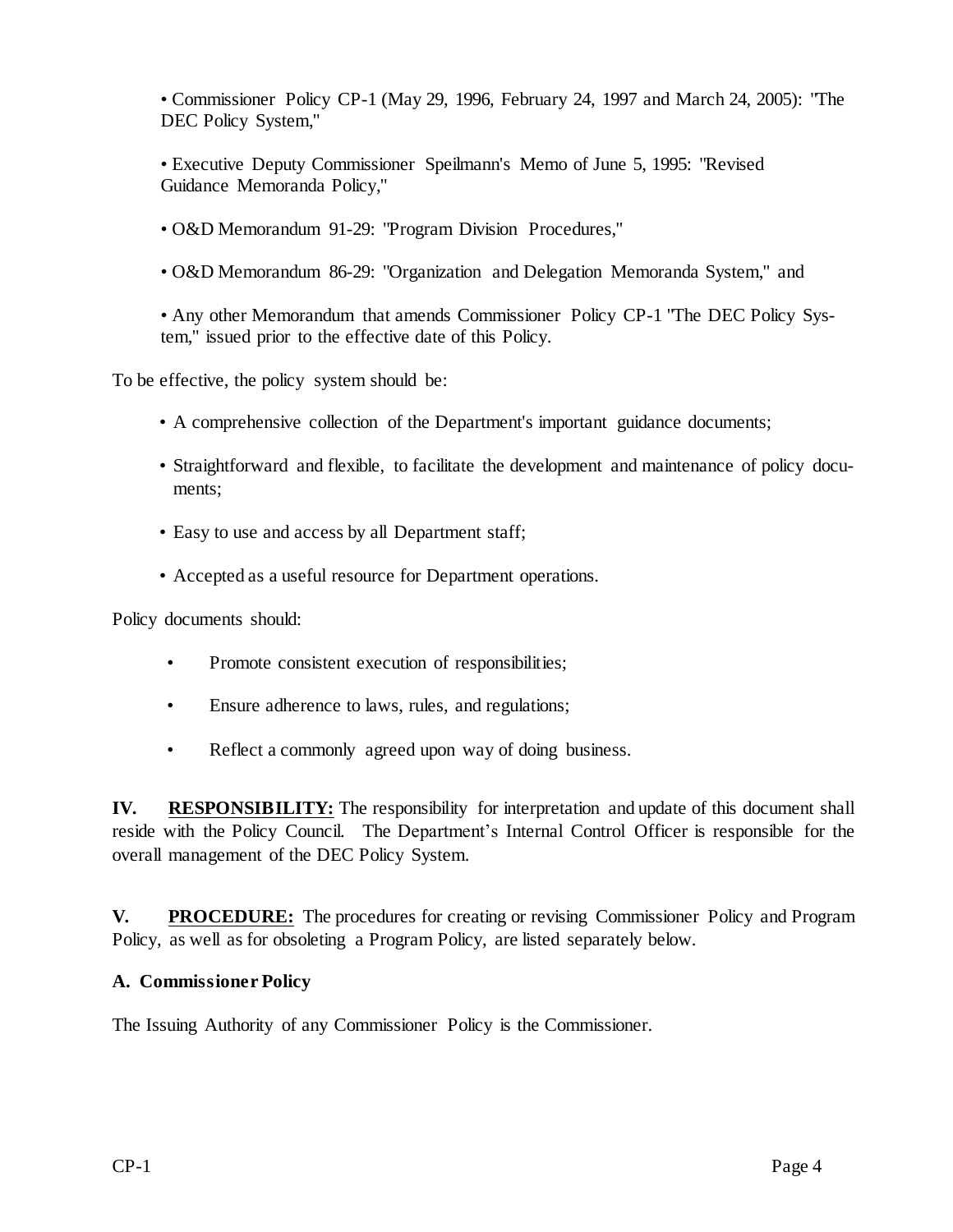- Commissioner Policy CP-1 (May 29, 1996, February 24, 1997 and March 24, 2005): "The DEC Policy System,"
- Executive Deputy Commissioner Speilmann's Memo of June 5, 1995: "Revised Guidance Memoranda Policy,"
- O&D Memorandum 91-29: "Program Division Procedures,"
- O&D Memorandum 86-29: "Organization and Delegation Memoranda System," and
- Any other Memorandum that amends Commissioner Policy CP-1 "The DEC Policy System," issued prior to the effective date of this Policy.

To be effective, the policy system should be:

- A comprehensive collection of the Department's important guidance documents;
- Straightforward and flexible, to facilitate the development and maintenance of policy documents;
- Easy to use and access by all Department staff;
- Accepted as a useful resource for Department operations.

Policy documents should:

- Promote consistent execution of responsibilities;
- Ensure adherence to laws, rules, and regulations;
- Reflect a commonly agreed upon way of doing business.

**IV. RESPONSIBILITY:** The responsibility for interpretation and update of this document shall reside with the Policy Council. The Department's Internal Control Officer is responsible for the overall management of the DEC Policy System.

**V. PROCEDURE:** The procedures for creating or revising Commissioner Policy and Program Policy, as well as for obsoleting a Program Policy, are listed separately below.

**A. Commissioner Policy**

The Issuing Authority of any Commissioner Policy is the Commissioner.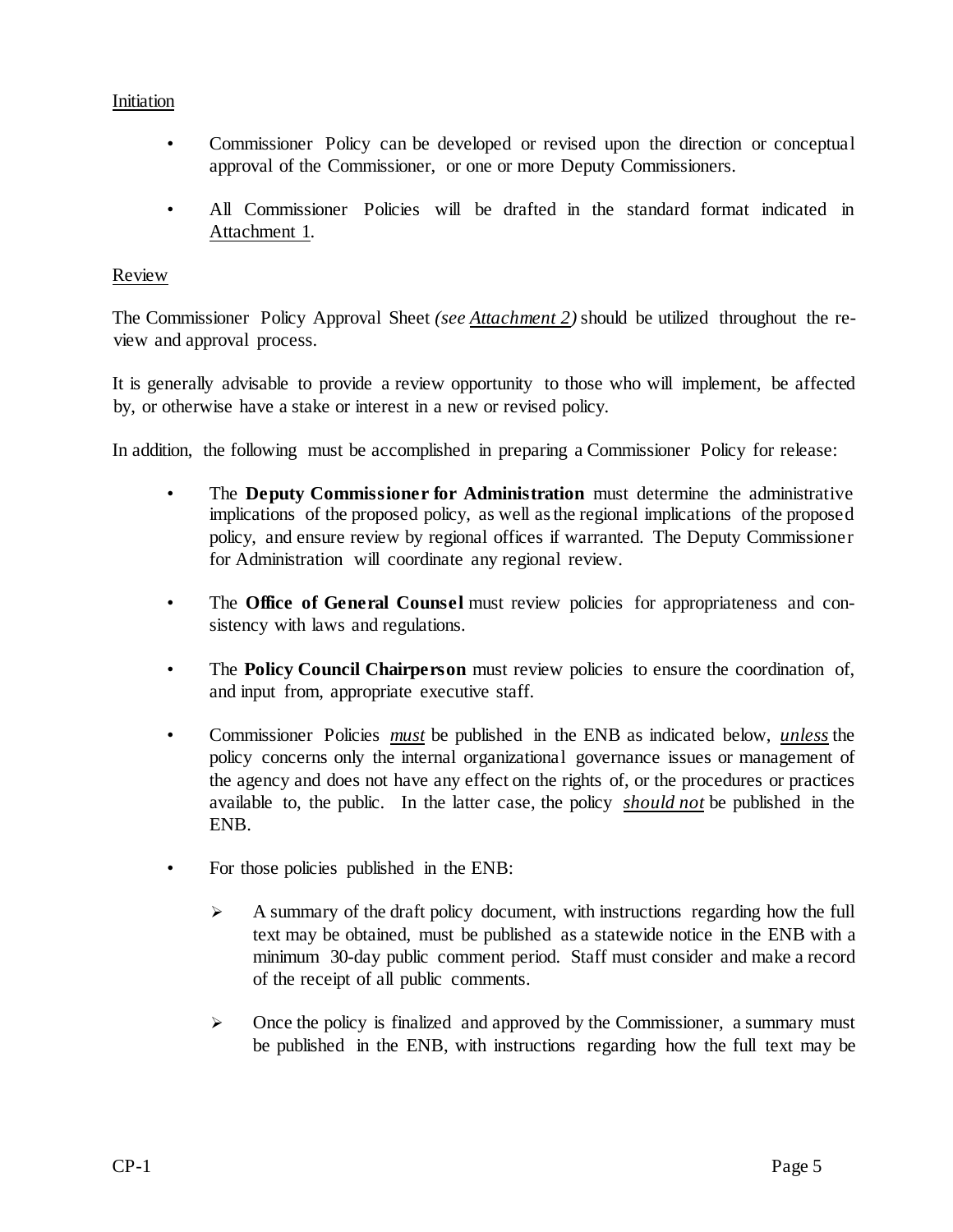Initiation

- Commissioner Policy can be developed or revised upon the direction or conceptual approval of the Commissioner, or one or more Deputy Commissioners.
- All Commissioner Policies will be drafted in the standard format indicated in Attachment 1.

Review

The Commissioner Policy Approval Sheet *(see Attachment 2)* should be utilized throughout the review and approval process.

It is generally advisable to provide a review opportunity to those who will implement, be affected by, or otherwise have a stake or interest in a new or revised policy.

In addition, the following must be accomplished in preparing a Commissioner Policy for release:

- The **Deputy Commissioner for Administration** must determine the administrative implications of the proposed policy, as well as the regional implications of the proposed policy, and ensure review by regional offices if warranted. The Deputy Commissioner for Administration will coordinate any regional review.
- The **Office of General Counsel** must review policies for appropriateness and consistency with laws and regulations.
- The **Policy Council Chairperson** must review policies to ensure the coordination of, and input from, appropriate executive staff.
- Commissioner Policies ***must*** be published in the ENB as indicated below, ***unless*** the policy concerns only the internal organizational governance issues or management of the agency and does not have any effect on the rights of, or the procedures or practices available to, the public. In the latter case, the policy ***should not*** be published in the ENB.
- For those policies published in the ENB:
  - A summary of the draft policy document, with instructions regarding how the full text may be obtained, must be published as a statewide notice in the ENB with a minimum 30-day public comment period. Staff must consider and make a record of the receipt of all public comments.
  - Once the policy is finalized and approved by the Commissioner, a summary must be published in the ENB, with instructions regarding how the full text may be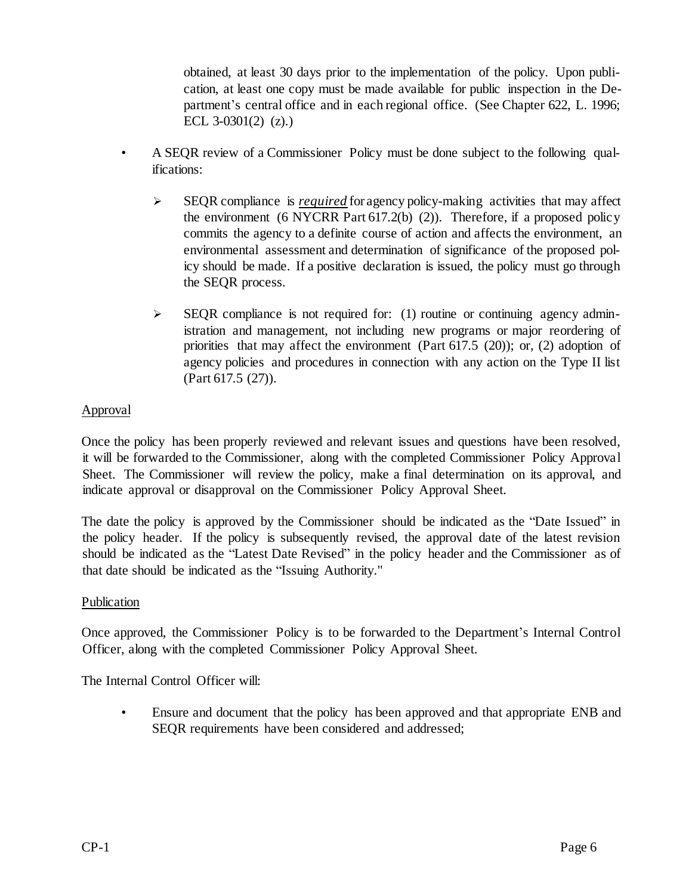obtained, at least 30 days prior to the implementation of the policy. Upon publication, at least one copy must be made available for public inspection in the Department's central office and in each regional office. (See Chapter 622, L. 1996; ECL 3-0301(2) (z).)

- A SEQR review of a Commissioner Policy must be done subject to the following qualifications:

  - SEQR compliance is ***required*** for agency policy-making activities that may affect the environment (6 NYCRR Part 617.2(b) (2)). Therefore, if a proposed policy commits the agency to a definite course of action and affects the environment, an environmental assessment and determination of significance of the proposed policy should be made. If a positive declaration is issued, the policy must go through the SEQR process.

  - SEQR compliance is not required for: (1) routine or continuing agency administration and management, not including new programs or major reordering of priorities that may affect the environment (Part 617.5 (20)); or, (2) adoption of agency policies and procedures in connection with any action on the Type II list (Part 617.5 (27)).

Approval

Once the policy has been properly reviewed and relevant issues and questions have been resolved, it will be forwarded to the Commissioner, along with the completed Commissioner Policy Approval Sheet. The Commissioner will review the policy, make a final determination on its approval, and indicate approval or disapproval on the Commissioner Policy Approval Sheet.

The date the policy is approved by the Commissioner should be indicated as the "Date Issued" in the policy header. If the policy is subsequently revised, the approval date of the latest revision should be indicated as the "Latest Date Revised" in the policy header and the Commissioner as of that date should be indicated as the "Issuing Authority."

Publication

Once approved, the Commissioner Policy is to be forwarded to the Department's Internal Control Officer, along with the completed Commissioner Policy Approval Sheet.

The Internal Control Officer will:

- Ensure and document that the policy has been approved and that appropriate ENB and SEQR requirements have been considered and addressed;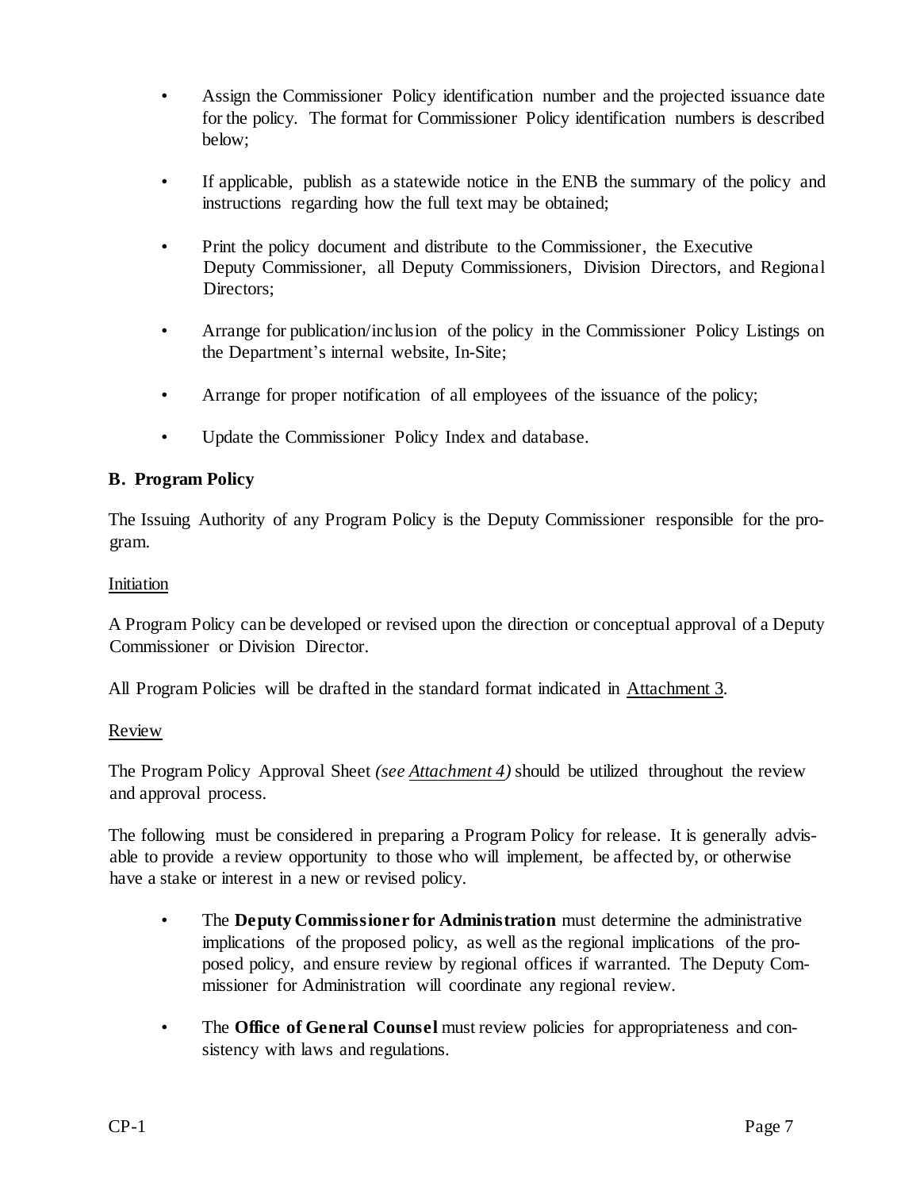- Assign the Commissioner Policy identification number and the projected issuance date for the policy. The format for Commissioner Policy identification numbers is described below;
- If applicable, publish as a statewide notice in the ENB the summary of the policy and instructions regarding how the full text may be obtained;
- Print the policy document and distribute to the Commissioner, the Executive Deputy Commissioner, all Deputy Commissioners, Division Directors, and Regional Directors;
- Arrange for publication/inclusion of the policy in the Commissioner Policy Listings on the Department's internal website, In-Site;
- Arrange for proper notification of all employees of the issuance of the policy;
- Update the Commissioner Policy Index and database.

### B. Program Policy

The Issuing Authority of any Program Policy is the Deputy Commissioner responsible for the program.

<u>Initiation</u>

A Program Policy can be developed or revised upon the direction or conceptual approval of a Deputy Commissioner or Division Director.

All Program Policies will be drafted in the standard format indicated in <u>Attachment 3</u>.

<u>Review</u>

The Program Policy Approval Sheet *(see <u>Attachment 4</u>)* should be utilized throughout the review and approval process.

The following must be considered in preparing a Program Policy for release. It is generally advisable to provide a review opportunity to those who will implement, be affected by, or otherwise have a stake or interest in a new or revised policy.

- The **Deputy Commissioner for Administration** must determine the administrative implications of the proposed policy, as well as the regional implications of the proposed policy, and ensure review by regional offices if warranted. The Deputy Commissioner for Administration will coordinate any regional review.
- The **Office of General Counsel** must review policies for appropriateness and consistency with laws and regulations.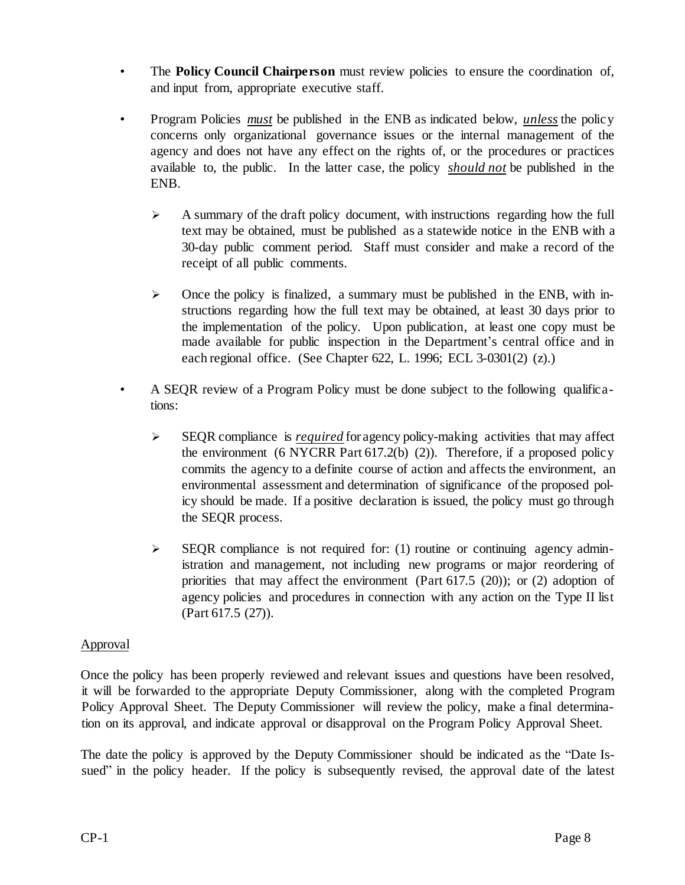- The **Policy Council Chairperson** must review policies to ensure the coordination of, and input from, appropriate executive staff.

- Program Policies ***must*** be published in the ENB as indicated below, ***unless*** the policy concerns only organizational governance issues or the internal management of the agency and does not have any effect on the rights of, or the procedures or practices available to, the public. In the latter case, the policy ***should not*** be published in the ENB.

  - A summary of the draft policy document, with instructions regarding how the full text may be obtained, must be published as a statewide notice in the ENB with a 30-day public comment period. Staff must consider and make a record of the receipt of all public comments.

  - Once the policy is finalized, a summary must be published in the ENB, with instructions regarding how the full text may be obtained, at least 30 days prior to the implementation of the policy. Upon publication, at least one copy must be made available for public inspection in the Department's central office and in each regional office. (See Chapter 622, L. 1996; ECL 3-0301(2) (z).)

- A SEQR review of a Program Policy must be done subject to the following qualifications:

  - SEQR compliance is ***required*** for agency policy-making activities that may affect the environment (6 NYCRR Part 617.2(b) (2)). Therefore, if a proposed policy commits the agency to a definite course of action and affects the environment, an environmental assessment and determination of significance of the proposed policy should be made. If a positive declaration is issued, the policy must go through the SEQR process.

  - SEQR compliance is not required for: (1) routine or continuing agency administration and management, not including new programs or major reordering of priorities that may affect the environment (Part 617.5 (20)); or (2) adoption of agency policies and procedures in connection with any action on the Type II list (Part 617.5 (27)).

<u>Approval</u>

Once the policy has been properly reviewed and relevant issues and questions have been resolved, it will be forwarded to the appropriate Deputy Commissioner, along with the completed Program Policy Approval Sheet. The Deputy Commissioner will review the policy, make a final determination on its approval, and indicate approval or disapproval on the Program Policy Approval Sheet.

The date the policy is approved by the Deputy Commissioner should be indicated as the "Date Issued" in the policy header. If the policy is subsequently revised, the approval date of the latest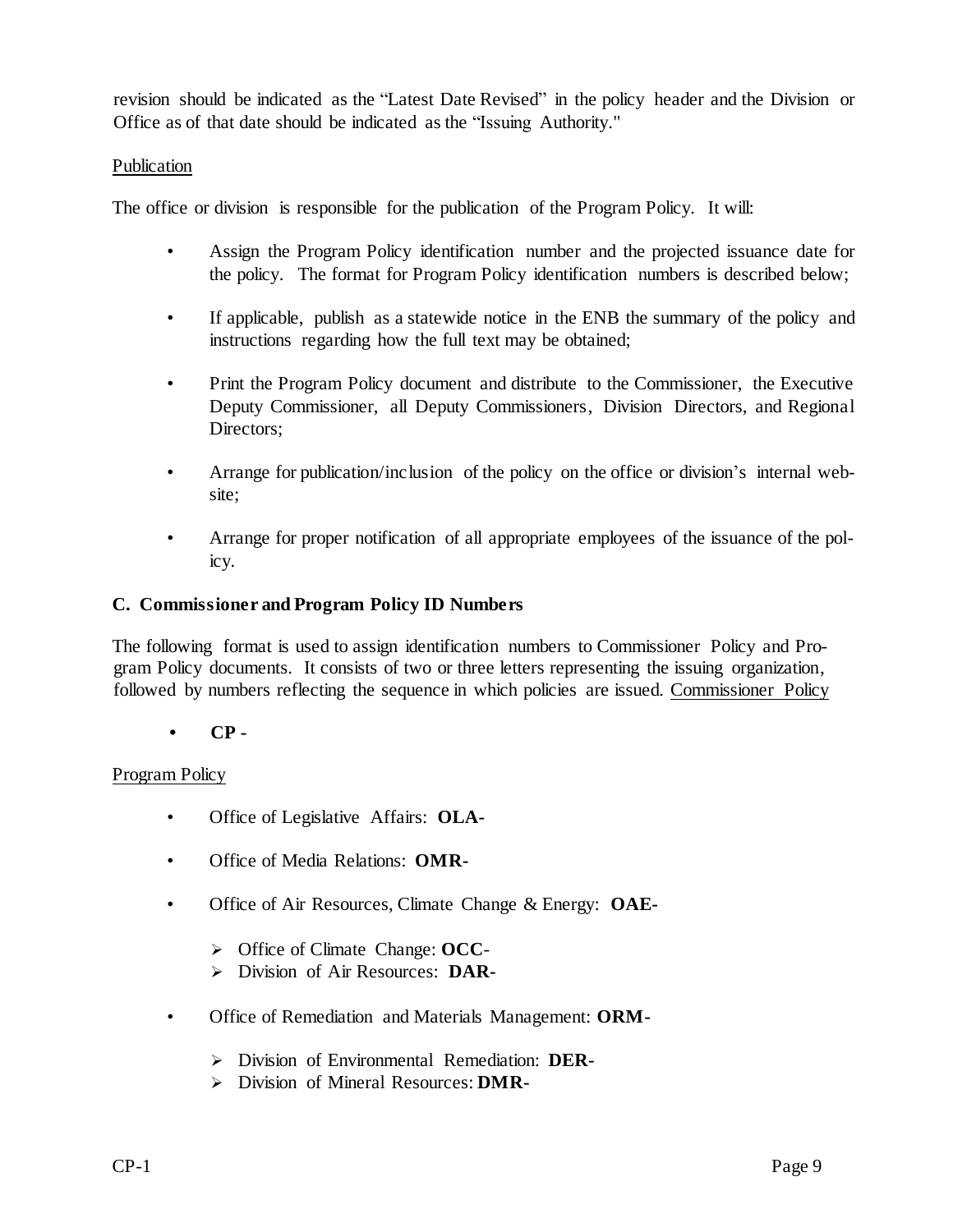revision should be indicated as the "Latest Date Revised" in the policy header and the Division or Office as of that date should be indicated as the "Issuing Authority."

Publication

The office or division is responsible for the publication of the Program Policy. It will:

- Assign the Program Policy identification number and the projected issuance date for the policy. The format for Program Policy identification numbers is described below;
- If applicable, publish as a statewide notice in the ENB the summary of the policy and instructions regarding how the full text may be obtained;
- Print the Program Policy document and distribute to the Commissioner, the Executive Deputy Commissioner, all Deputy Commissioners, Division Directors, and Regional Directors;
- Arrange for publication/inclusion of the policy on the office or division's internal website;
- Arrange for proper notification of all appropriate employees of the issuance of the policy.

**C. Commissioner and Program Policy ID Numbers**

The following format is used to assign identification numbers to Commissioner Policy and Program Policy documents. It consists of two or three letters representing the issuing organization, followed by numbers reflecting the sequence in which policies are issued. Commissioner Policy

- **CP -**

Program Policy

- Office of Legislative Affairs: **OLA-**
- Office of Media Relations: **OMR-**
- Office of Air Resources, Climate Change & Energy: **OAE-**
  - Office of Climate Change: **OCC**-
  - Division of Air Resources: **DAR-**
- Office of Remediation and Materials Management: **ORM-**
  - Division of Environmental Remediation: **DER-**
  - Division of Mineral Resources: **DMR-**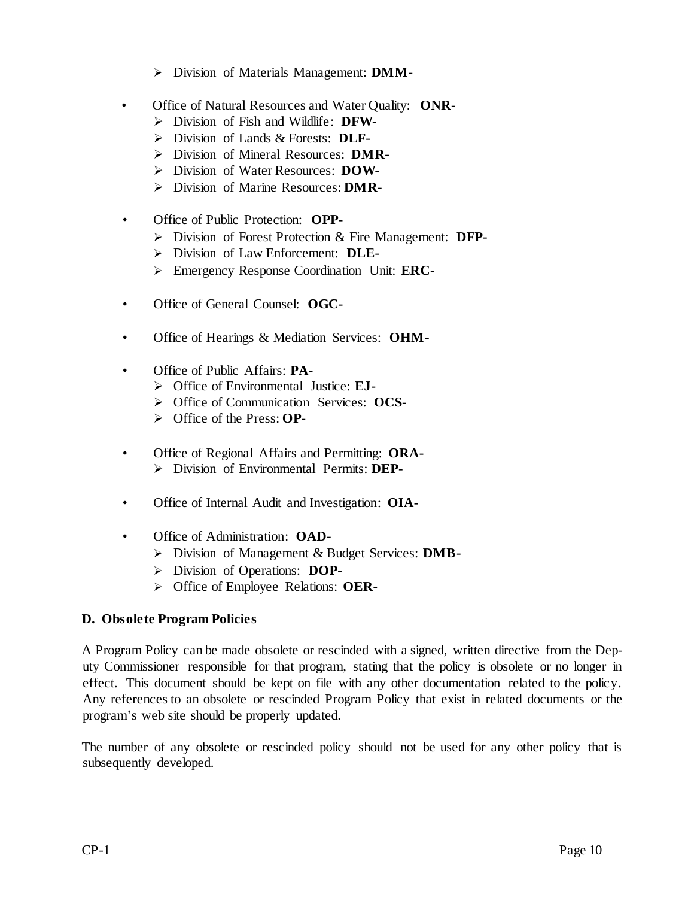- Division of Materials Management: **DMM-**

- Office of Natural Resources and Water Quality: **ONR-**
  - Division of Fish and Wildlife: **DFW-**
  - Division of Lands & Forests: **DLF-**
  - Division of Mineral Resources: **DMR-**
  - Division of Water Resources: **DOW-**
  - Division of Marine Resources: **DMR-**

- Office of Public Protection: **OPP-**
  - Division of Forest Protection & Fire Management: **DFP-**
  - Division of Law Enforcement: **DLE-**
  - Emergency Response Coordination Unit: **ERC-**

- Office of General Counsel: **OGC-**

- Office of Hearings & Mediation Services: **OHM-**

- Office of Public Affairs: **PA-**
  - Office of Environmental Justice: **EJ-**
  - Office of Communication Services: **OCS-**
  - Office of the Press: **OP-**

- Office of Regional Affairs and Permitting: **ORA-**
  - Division of Environmental Permits: **DEP-**

- Office of Internal Audit and Investigation: **OIA-**

- Office of Administration: **OAD-**
  - Division of Management & Budget Services: **DMB-**
  - Division of Operations: **DOP-**
  - Office of Employee Relations: **OER-**

### D. Obsolete Program Policies

A Program Policy can be made obsolete or rescinded with a signed, written directive from the Deputy Commissioner responsible for that program, stating that the policy is obsolete or no longer in effect. This document should be kept on file with any other documentation related to the policy. Any references to an obsolete or rescinded Program Policy that exist in related documents or the program's web site should be properly updated.

The number of any obsolete or rescinded policy should not be used for any other policy that is subsequently developed.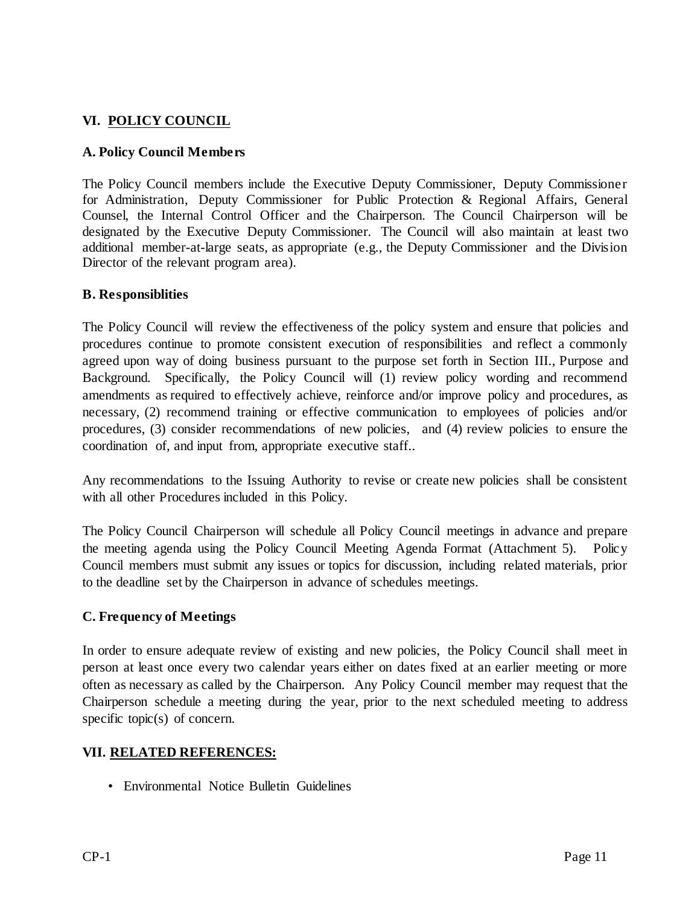## VI. POLICY COUNCIL

### A. Policy Council Members

The Policy Council members include the Executive Deputy Commissioner, Deputy Commissioner for Administration, Deputy Commissioner for Public Protection & Regional Affairs, General Counsel, the Internal Control Officer and the Chairperson. The Council Chairperson will be designated by the Executive Deputy Commissioner. The Council will also maintain at least two additional member-at-large seats, as appropriate (e.g., the Deputy Commissioner and the Division Director of the relevant program area).

### B. Responsiblities

The Policy Council will review the effectiveness of the policy system and ensure that policies and procedures continue to promote consistent execution of responsibilities and reflect a commonly agreed upon way of doing business pursuant to the purpose set forth in Section III., Purpose and Background. Specifically, the Policy Council will (1) review policy wording and recommend amendments as required to effectively achieve, reinforce and/or improve policy and procedures, as necessary, (2) recommend training or effective communication to employees of policies and/or procedures, (3) consider recommendations of new policies, and (4) review policies to ensure the coordination of, and input from, appropriate executive staff..

Any recommendations to the Issuing Authority to revise or create new policies shall be consistent with all other Procedures included in this Policy.

The Policy Council Chairperson will schedule all Policy Council meetings in advance and prepare the meeting agenda using the Policy Council Meeting Agenda Format (Attachment 5). Policy Council members must submit any issues or topics for discussion, including related materials, prior to the deadline set by the Chairperson in advance of schedules meetings.

### C. Frequency of Meetings

In order to ensure adequate review of existing and new policies, the Policy Council shall meet in person at least once every two calendar years either on dates fixed at an earlier meeting or more often as necessary as called by the Chairperson. Any Policy Council member may request that the Chairperson schedule a meeting during the year, prior to the next scheduled meeting to address specific topic(s) of concern.

## VII. RELATED REFERENCES:

- Environmental Notice Bulletin Guidelines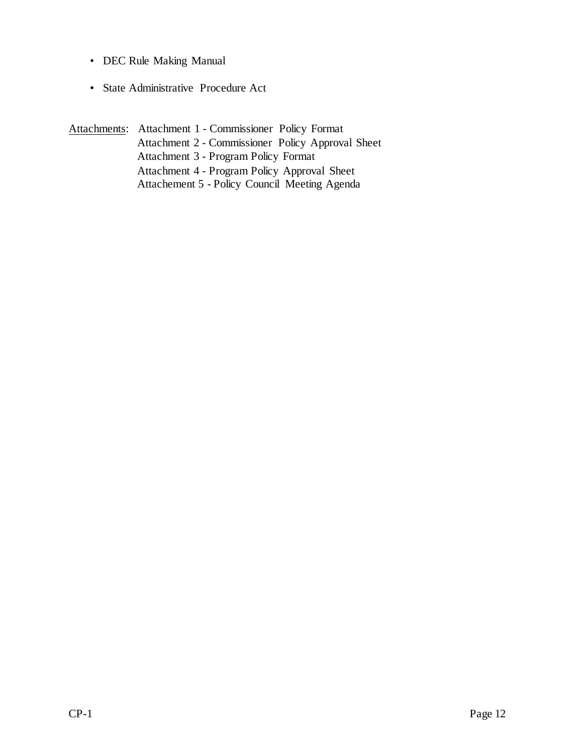- DEC Rule Making Manual
- State Administrative Procedure Act

Attachments: Attachment 1 - Commissioner Policy Format
Attachment 2 - Commissioner Policy Approval Sheet
Attachment 3 - Program Policy Format
Attachment 4 - Program Policy Approval Sheet
Attachement 5 - Policy Council Meeting Agenda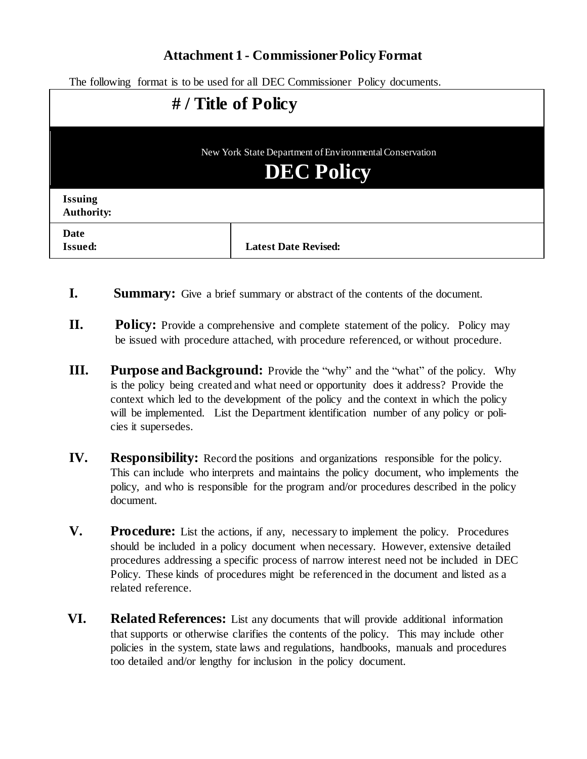## Attachment 1 - Commissioner Policy Format

The following format is to be used for all DEC Commissioner Policy documents.

| # / Title of Policy | |
|---|---|
| New York State Department of Environmental Conservation<br>**DEC Policy** | |
| **Issuing Authority:** | |
| **Date Issued:** | **Latest Date Revised:** |

**I. Summary:** Give a brief summary or abstract of the contents of the document.

**II. Policy:** Provide a comprehensive and complete statement of the policy. Policy may be issued with procedure attached, with procedure referenced, or without procedure.

**III. Purpose and Background:** Provide the "why" and the "what" of the policy. Why is the policy being created and what need or opportunity does it address? Provide the context which led to the development of the policy and the context in which the policy will be implemented. List the Department identification number of any policy or policies it supersedes.

**IV. Responsibility:** Record the positions and organizations responsible for the policy. This can include who interprets and maintains the policy document, who implements the policy, and who is responsible for the program and/or procedures described in the policy document.

**V. Procedure:** List the actions, if any, necessary to implement the policy. Procedures should be included in a policy document when necessary. However, extensive detailed procedures addressing a specific process of narrow interest need not be included in DEC Policy. These kinds of procedures might be referenced in the document and listed as a related reference.

**VI. Related References:** List any documents that will provide additional information that supports or otherwise clarifies the contents of the policy. This may include other policies in the system, state laws and regulations, handbooks, manuals and procedures too detailed and/or lengthy for inclusion in the policy document.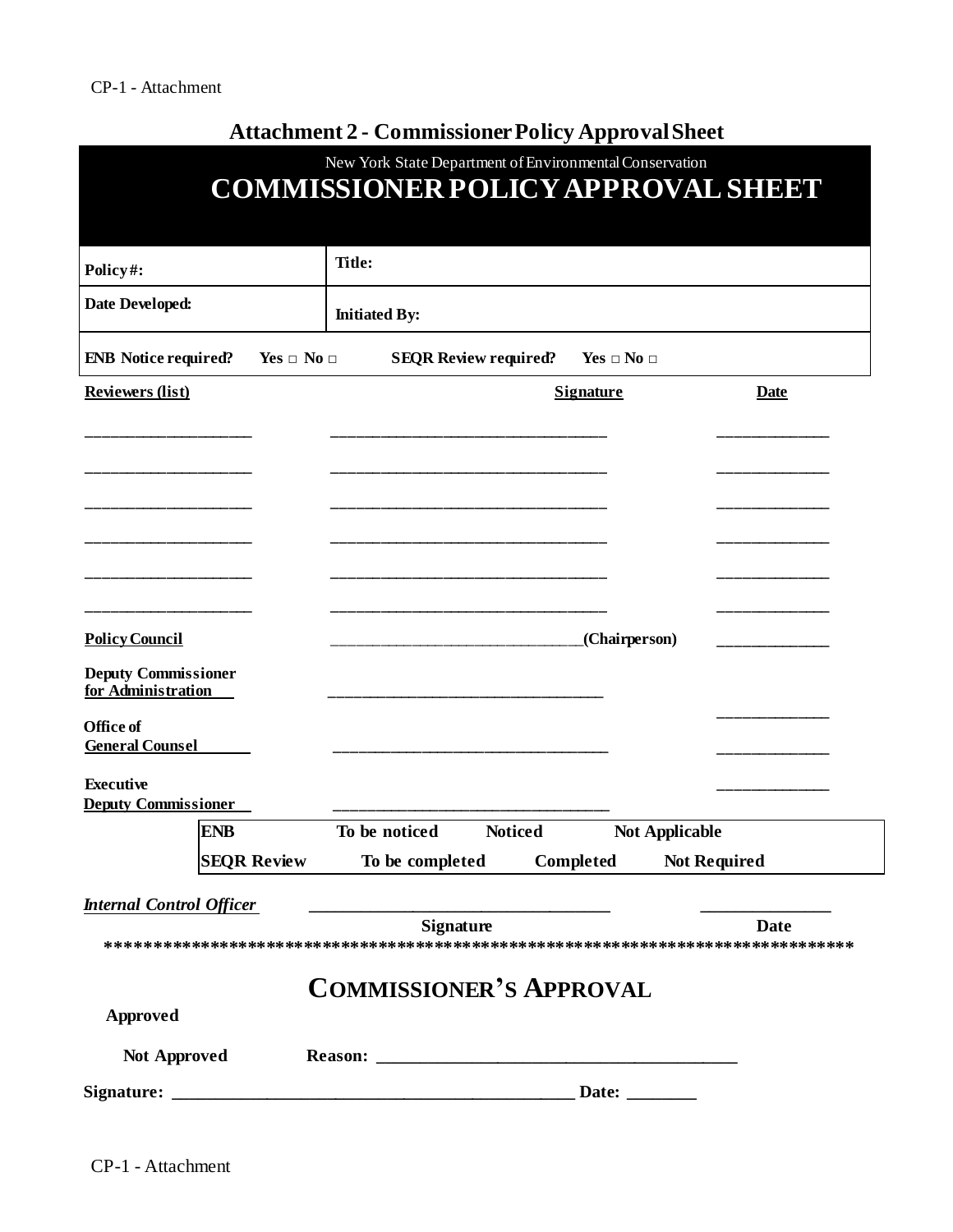## Attachment 2 - Commissioner Policy Approval Sheet

New York State Department of Environmental Conservation

# COMMISSIONER POLICY APPROVAL SHEET

| | |
|---|---|
| **Policy #:** | **Title:** |
| **Date Developed:** | **Initiated By:** |

**ENB Notice required?** **Yes □ No □** **SEQR Review required?** **Yes □ No □**

| **Reviewers (list)** | **Signature** | **Date** |
|---|---|---|
| ___________________ | _______________________________ | _____________ |
| ___________________ | _______________________________ | _____________ |
| ___________________ | _______________________________ | _____________ |
| ___________________ | _______________________________ | _____________ |
| ___________________ | _______________________________ | _____________ |
| ___________________ | _______________________________ | _____________ |
| **Policy Council** | _______________________________(Chairperson) | _____________ |
| **Deputy Commissioner for Administration** | _______________________________ | _____________ |
| **Office of General Counsel** | _______________________________ | _____________ |
| **Executive Deputy Commissioner** | _______________________________ | _____________ |

| | | | |
|---|---|---|---|
| **ENB** | **To be noticed** | **Noticed** | **Not Applicable** |
| **SEQR Review** | **To be completed** | **Completed** | **Not Required** |

***Internal Control Officer*** _______________________________ _____________

**Signature** **Date**

*******************************************************************************

## COMMISSIONER'S APPROVAL

**Approved**

**Not Approved** **Reason:** ________________________________________

**Signature:** ____________________________________________ **Date:** ________

CP-1 - Attachment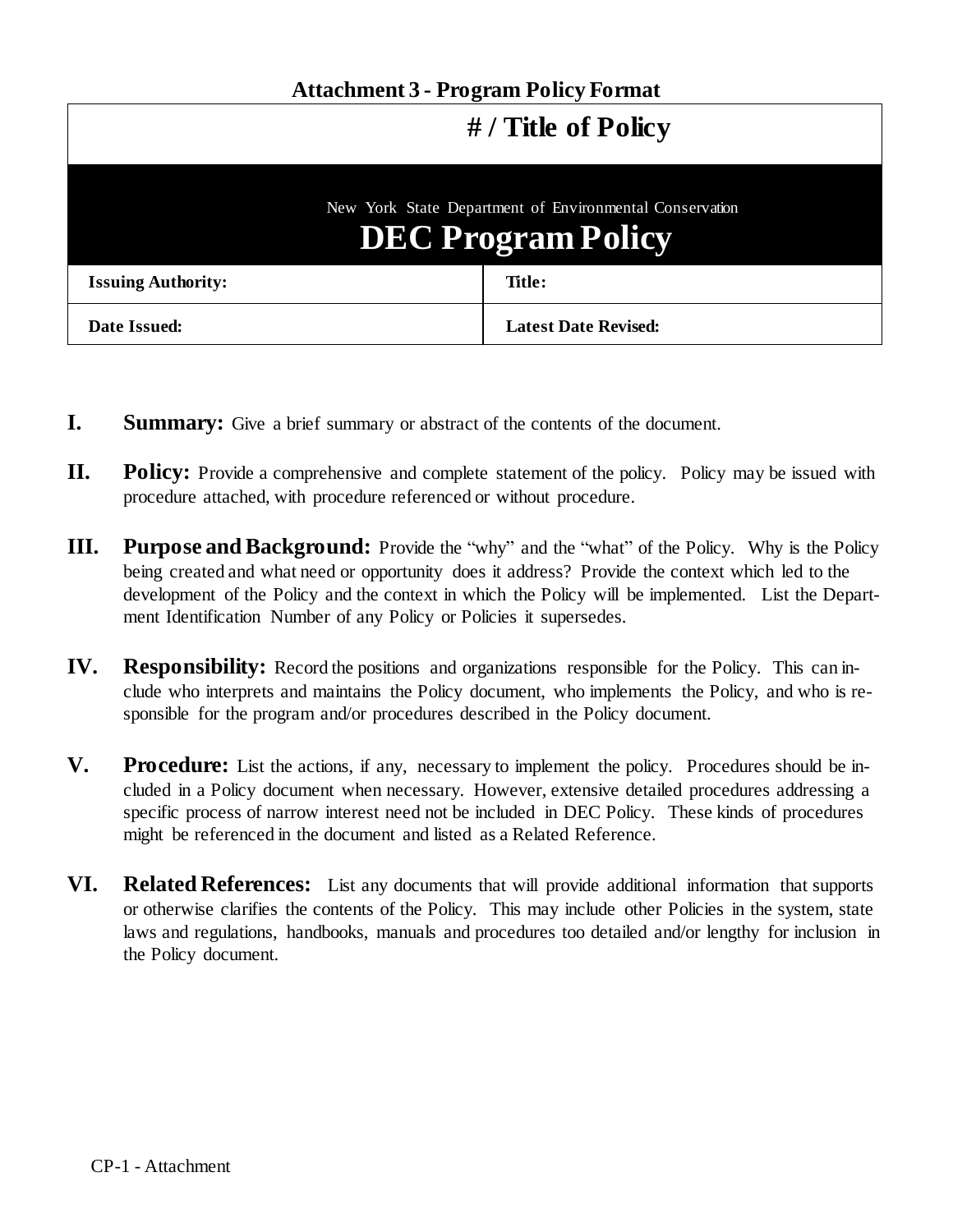## Attachment 3 - Program Policy Format

# # / Title of Policy

New York State Department of Environmental Conservation

## DEC Program Policy

| **Issuing Authority:** | **Title:** |
|---|---|
| **Date Issued:** | **Latest Date Revised:** |

**I. Summary:** Give a brief summary or abstract of the contents of the document.

**II. Policy:** Provide a comprehensive and complete statement of the policy. Policy may be issued with procedure attached, with procedure referenced or without procedure.

**III. Purpose and Background:** Provide the "why" and the "what" of the Policy. Why is the Policy being created and what need or opportunity does it address? Provide the context which led to the development of the Policy and the context in which the Policy will be implemented. List the Department Identification Number of any Policy or Policies it supersedes.

**IV. Responsibility:** Record the positions and organizations responsible for the Policy. This can include who interprets and maintains the Policy document, who implements the Policy, and who is responsible for the program and/or procedures described in the Policy document.

**V. Procedure:** List the actions, if any, necessary to implement the policy. Procedures should be included in a Policy document when necessary. However, extensive detailed procedures addressing a specific process of narrow interest need not be included in DEC Policy. These kinds of procedures might be referenced in the document and listed as a Related Reference.

**VI. Related References:** List any documents that will provide additional information that supports or otherwise clarifies the contents of the Policy. This may include other Policies in the system, state laws and regulations, handbooks, manuals and procedures too detailed and/or lengthy for inclusion in the Policy document.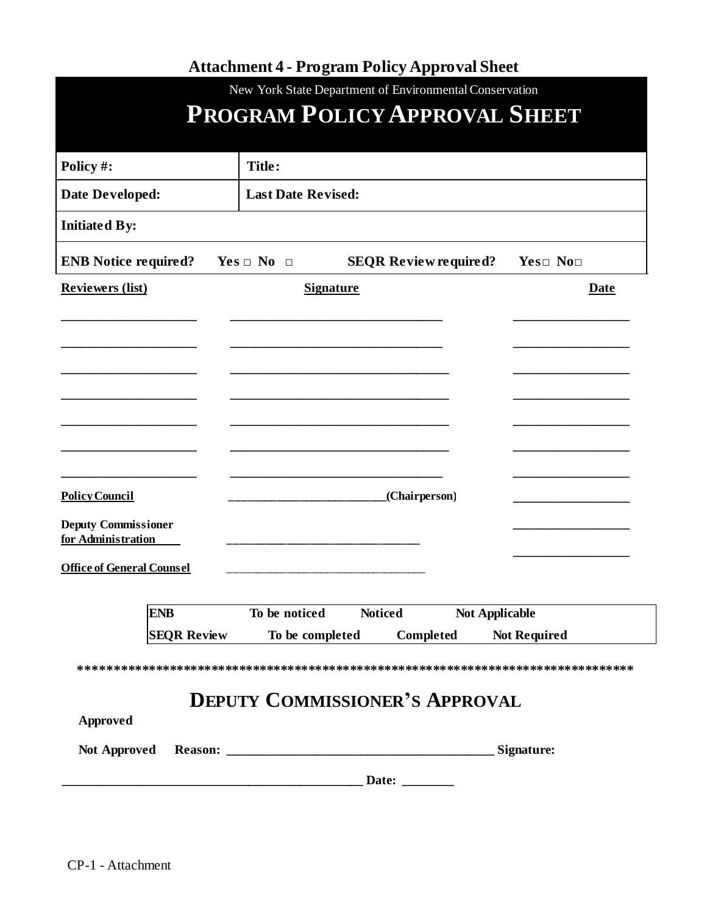# Attachment 4 - Program Policy Approval Sheet

New York State Department of Environmental Conservation

## PROGRAM POLICY APPROVAL SHEET

| | |
|---|---|
| **Policy #:** | **Title:** |
| **Date Developed:** | **Last Date Revised:** |
| **Initiated By:** | |
| **ENB Notice required?** Yes □ No □ | **SEQR Review required?** Yes□ No□ |

| **Reviewers (list)** | **Signature** | **Date** |
|---|---|---|
| ____________________ | ________________________________ | _________________ |
| ____________________ | ________________________________ | _________________ |
| ____________________ | ________________________________ | _________________ |
| ____________________ | ________________________________ | _________________ |
| ____________________ | ________________________________ | _________________ |
| ____________________ | ________________________________ | _________________ |
| ____________________ | ________________________________ | _________________ |
| **Policy Council** | ________________________(Chairperson) | _________________ |
| **Deputy Commissioner for Administration** | ________________________________ | _________________ |
| **Office of General Counsel** | ________________________________ | _________________ |

| | | | |
|---|---|---|---|
| **ENB** | **To be noticed** | **Noticed** | **Not Applicable** |
| **SEQR Review** | **To be completed** | **Completed** | **Not Required** |

*********************************************************************************

## DEPUTY COMMISSIONER'S APPROVAL

**Approved**

**Not Approved** **Reason:** ________________________________________ **Signature:**

_____________________________________________ **Date:** ________

CP-1 - Attachment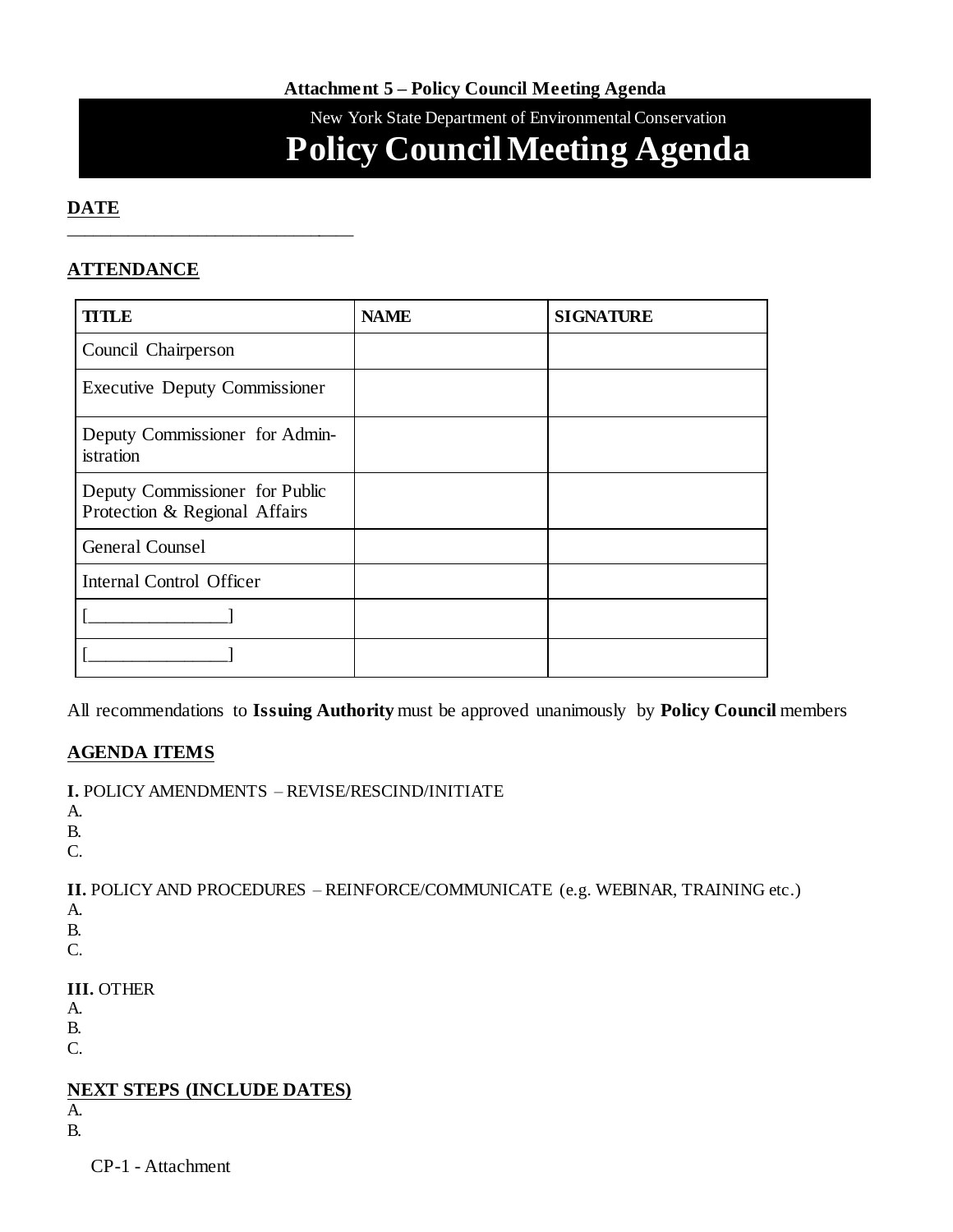**Attachment 5 – Policy Council Meeting Agenda**

New York State Department of Environmental Conservation

# Policy Council Meeting Agenda

**DATE**

________________________________

**ATTENDANCE**

| TITLE | NAME | SIGNATURE |
|---|---|---|
| Council Chairperson | | |
| Executive Deputy Commissioner | | |
| Deputy Commissioner for Admin-istration | | |
| Deputy Commissioner for Public Protection & Regional Affairs | | |
| General Counsel | | |
| Internal Control Officer | | |
| [________________] | | |
| [________________] | | |

All recommendations to **Issuing Authority** must be approved unanimously by **Policy Council** members

**AGENDA ITEMS**

**I.** POLICY AMENDMENTS – REVISE/RESCIND/INITIATE

A.

B.

C.

**II.** POLICY AND PROCEDURES – REINFORCE/COMMUNICATE (e.g. WEBINAR, TRAINING etc.)

A.

B.

C.

**III.** OTHER

A.

B.

C.

**NEXT STEPS (INCLUDE DATES)**

A.

B.

CP-1 - Attachment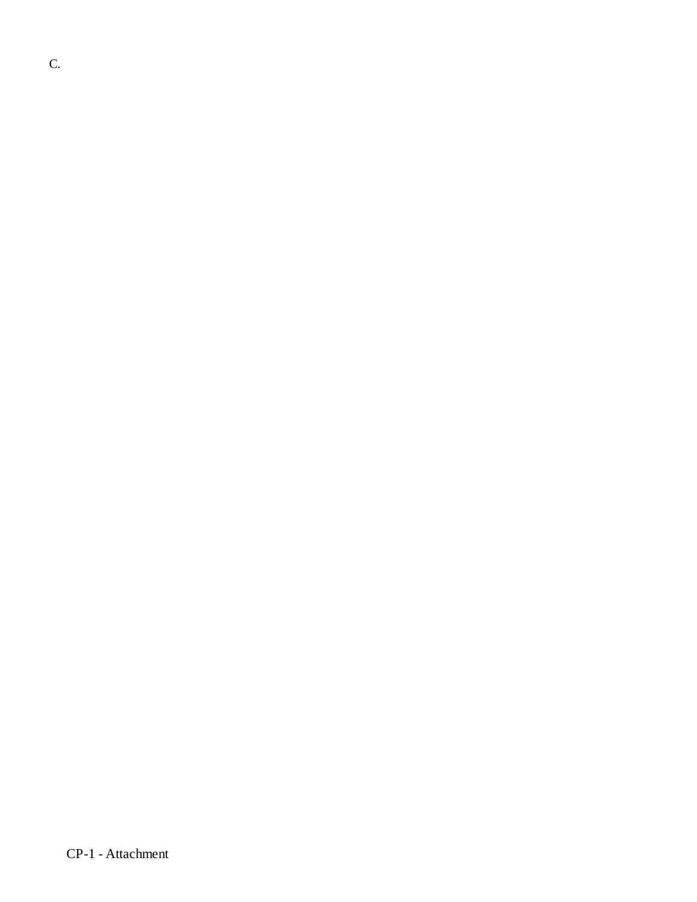C.